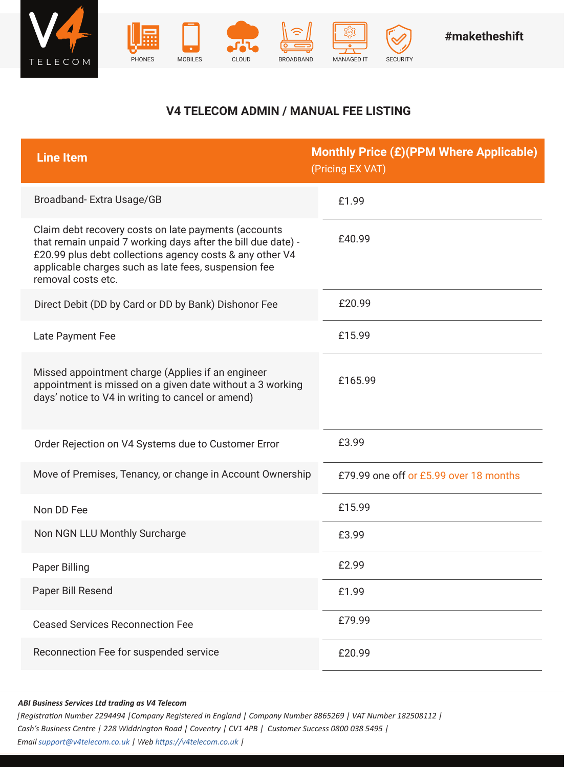V4 TELECOM

PHONES | MOBILES | CLOUD | BROADBAND | MANAGED IT | SECURITY

#maketheshift

## V4 TELECOM ADMIN / MANUAL FEE LISTING

| Line Item | Monthly Price (£)(PPM Where Applicable) (Pricing EX VAT) |
|---|---|
| Broadband- Extra Usage/GB | £1.99 |
| Claim debt recovery costs on late payments (accounts that remain unpaid 7 working days after the bill due date) - £20.99 plus debt collections agency costs & any other V4 applicable charges such as late fees, suspension fee removal costs etc. | £40.99 |
| Direct Debit (DD by Card or DD by Bank) Dishonor Fee | £20.99 |
| Late Payment Fee | £15.99 |
| Missed appointment charge (Applies if an engineer appointment is missed on a given date without a 3 working days' notice to V4 in writing to cancel or amend) | £165.99 |
| Order Rejection on V4 Systems due to Customer Error | £3.99 |
| Move of Premises, Tenancy, or change in Account Ownership | £79.99 one off or £5.99 over 18 months |
| Non DD Fee | £15.99 |
| Non NGN LLU Monthly Surcharge | £3.99 |
| Paper Billing | £2.99 |
| Paper Bill Resend | £1.99 |
| Ceased Services Reconnection Fee | £79.99 |
| Reconnection Fee for suspended service | £20.99 |

***ABI Business Services Ltd trading as V4 Telecom***

*|Registration Number 2294494 |Company Registered in England | Company Number 8865269 | VAT Number 182508112 |*
*Cash's Business Centre | 228 Widdrington Road | Coventry | CV1 4PB | Customer Success 0800 038 5495 |*
*Email support@v4telecom.co.uk | Web https://v4telecom.co.uk |*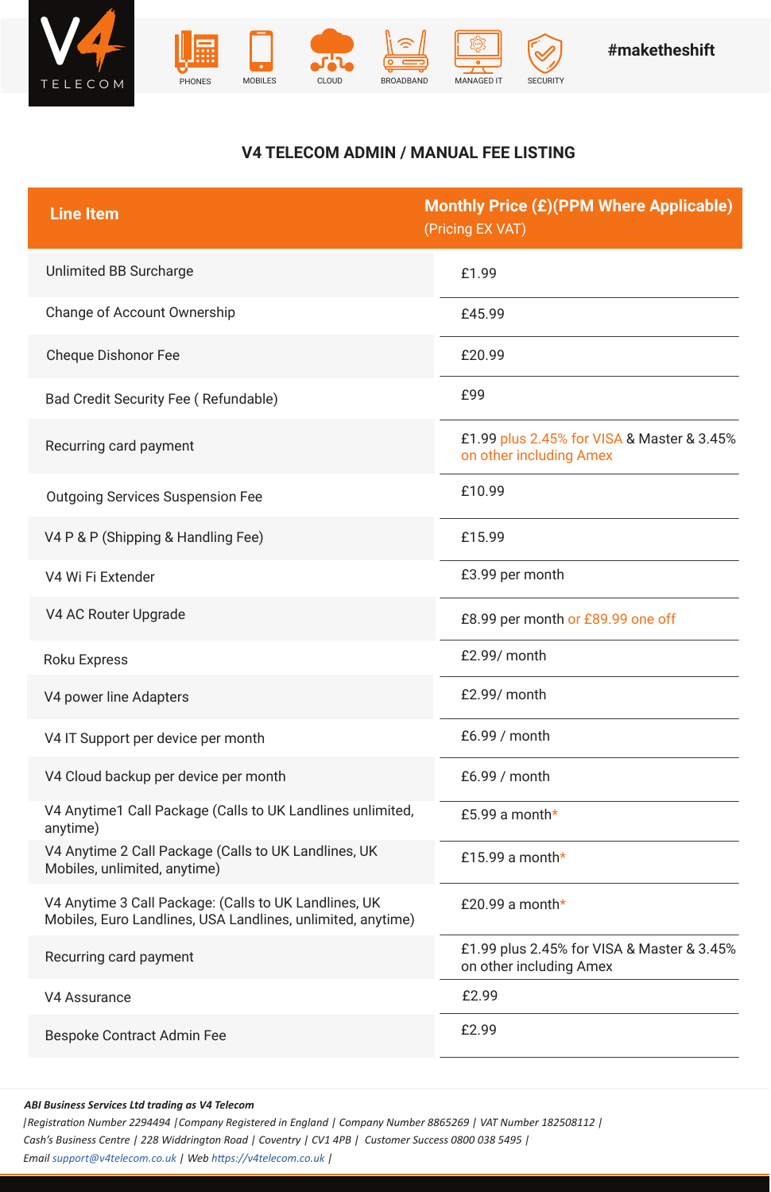V4 TELECOM

PHONES MOBILES CLOUD BROADBAND MANAGED IT SECURITY

#maketheshift

## V4 TELECOM ADMIN / MANUAL FEE LISTING

| Line Item | Monthly Price (£)(PPM Where Applicable) (Pricing EX VAT) |
| --- | --- |
| Unlimited BB Surcharge | £1.99 |
| Change of Account Ownership | £45.99 |
| Cheque Dishonor Fee | £20.99 |
| Bad Credit Security Fee ( Refundable) | £99 |
| Recurring card payment | £1.99 plus 2.45% for VISA & Master & 3.45% on other including Amex |
| Outgoing Services Suspension Fee | £10.99 |
| V4 P & P (Shipping & Handling Fee) | £15.99 |
| V4 Wi Fi Extender | £3.99 per month |
| V4 AC Router Upgrade | £8.99 per month or £89.99 one off |
| Roku Express | £2.99/ month |
| V4 power line Adapters | £2.99/ month |
| V4 IT Support per device per month | £6.99 / month |
| V4 Cloud backup per device per month | £6.99 / month |
| V4 Anytime1 Call Package (Calls to UK Landlines unlimited, anytime) | £5.99 a month* |
| V4 Anytime 2 Call Package (Calls to UK Landlines, UK Mobiles, unlimited, anytime) | £15.99 a month* |
| V4 Anytime 3 Call Package: (Calls to UK Landlines, UK Mobiles, Euro Landlines, USA Landlines, unlimited, anytime) | £20.99 a month* |
| Recurring card payment | £1.99 plus 2.45% for VISA & Master & 3.45% on other including Amex |
| V4 Assurance | £2.99 |
| Bespoke Contract Admin Fee | £2.99 |

***ABI Business Services Ltd trading as V4 Telecom***

*|Registration Number 2294494 |Company Registered in England | Company Number 8865269 | VAT Number 182508112 |*
*Cash's Business Centre | 228 Widdrington Road | Coventry | CV1 4PB | Customer Success 0800 038 5495 |*
*Email support@v4telecom.co.uk | Web https://v4telecom.co.uk |*